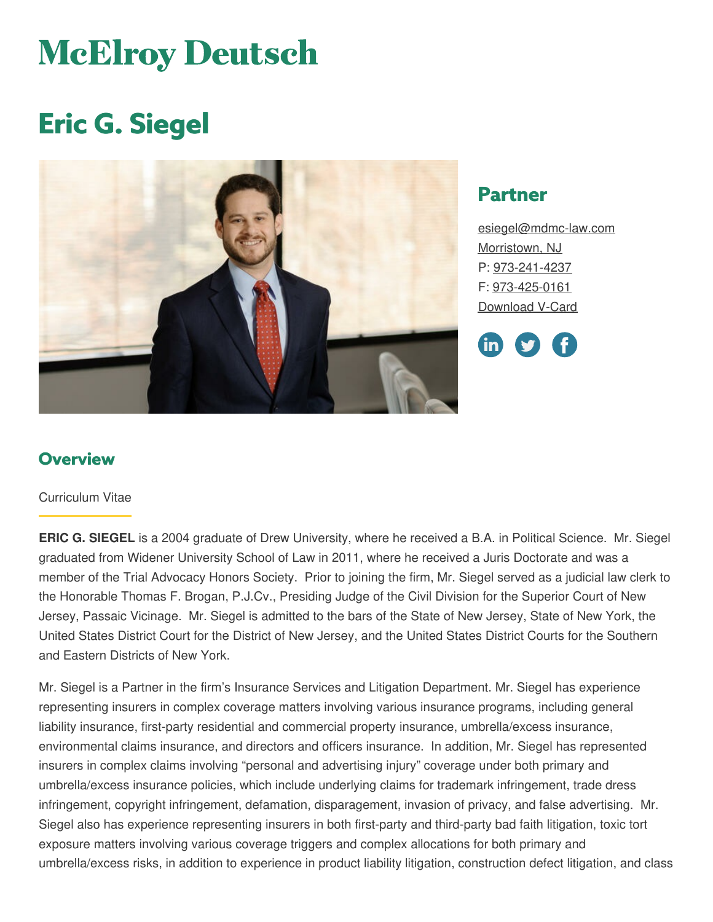# McElroy Deutsch

# Eric G. Siegel

## Partner

esiegel@mdmc-law.com
Morristown, NJ
P: 973-241-4237
F: 973-425-0161
Download V-Card

## Overview

Curriculum Vitae

**ERIC G. SIEGEL** is a 2004 graduate of Drew University, where he received a B.A. in Political Science. Mr. Siegel graduated from Widener University School of Law in 2011, where he received a Juris Doctorate and was a member of the Trial Advocacy Honors Society. Prior to joining the firm, Mr. Siegel served as a judicial law clerk to the Honorable Thomas F. Brogan, P.J.Cv., Presiding Judge of the Civil Division for the Superior Court of New Jersey, Passaic Vicinage. Mr. Siegel is admitted to the bars of the State of New Jersey, State of New York, the United States District Court for the District of New Jersey, and the United States District Courts for the Southern and Eastern Districts of New York.

Mr. Siegel is a Partner in the firm's Insurance Services and Litigation Department. Mr. Siegel has experience representing insurers in complex coverage matters involving various insurance programs, including general liability insurance, first-party residential and commercial property insurance, umbrella/excess insurance, environmental claims insurance, and directors and officers insurance. In addition, Mr. Siegel has represented insurers in complex claims involving "personal and advertising injury" coverage under both primary and umbrella/excess insurance policies, which include underlying claims for trademark infringement, trade dress infringement, copyright infringement, defamation, disparagement, invasion of privacy, and false advertising. Mr. Siegel also has experience representing insurers in both first-party and third-party bad faith litigation, toxic tort exposure matters involving various coverage triggers and complex allocations for both primary and umbrella/excess risks, in addition to experience in product liability litigation, construction defect litigation, and class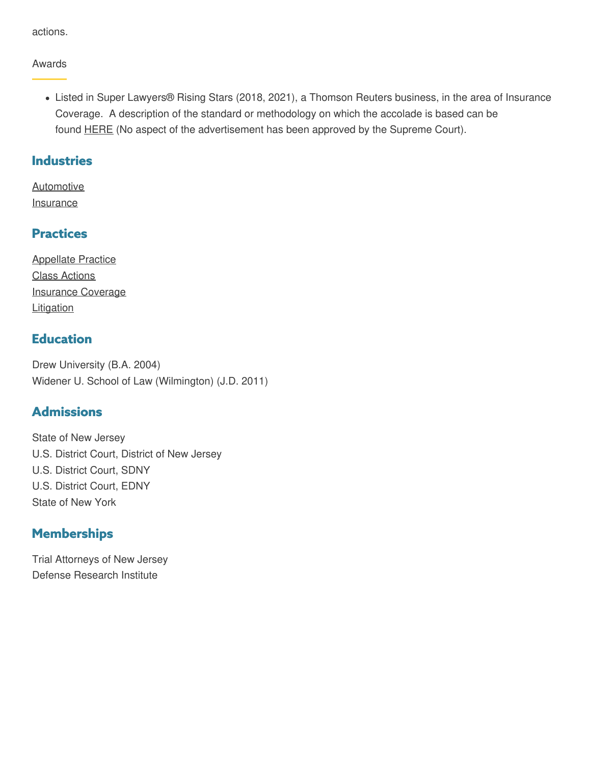actions.

Awards

- Listed in Super Lawyers® Rising Stars (2018, 2021), a Thomson Reuters business, in the area of Insurance Coverage.  A description of the standard or methodology on which the accolade is based can be found HERE (No aspect of the advertisement has been approved by the Supreme Court).

## Industries

Automotive
Insurance

## Practices

Appellate Practice
Class Actions
Insurance Coverage
Litigation

## Education

Drew University (B.A. 2004)
Widener U. School of Law (Wilmington) (J.D. 2011)

## Admissions

State of New Jersey
U.S. District Court, District of New Jersey
U.S. District Court, SDNY
U.S. District Court, EDNY
State of New York

## Memberships

Trial Attorneys of New Jersey
Defense Research Institute